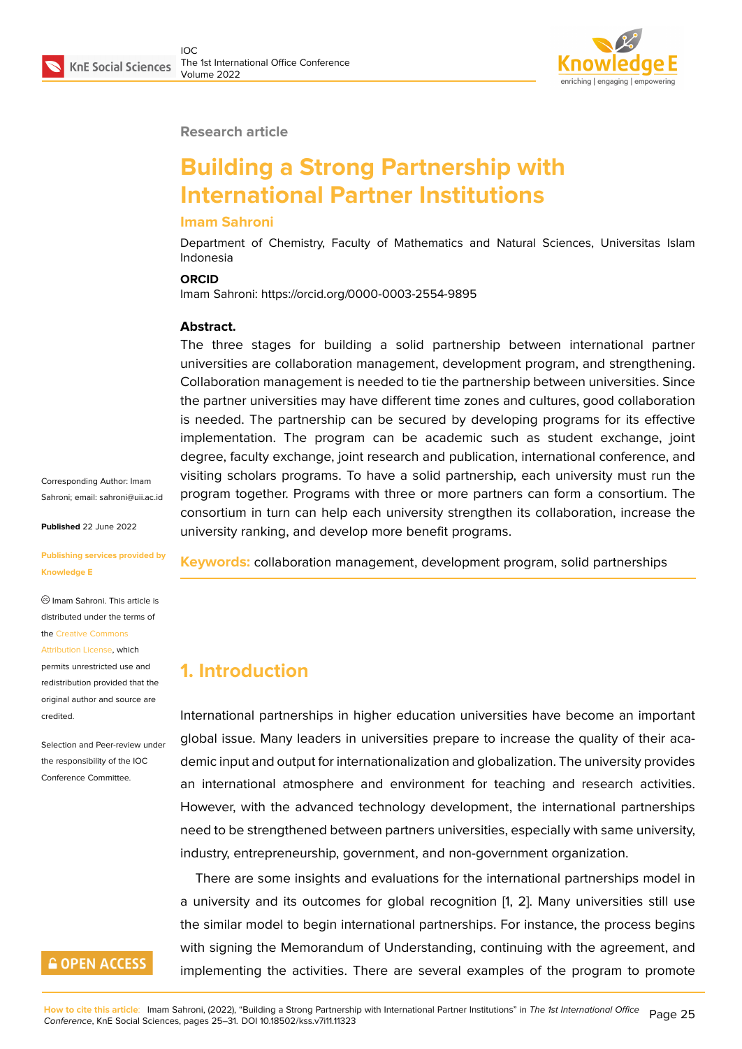Research article

# Building a Strong Partnership with International Partner Institutions

**Imam Sahroni**

Department of Chemistry, Faculty of Mathematics and Natural Sciences, Universitas Islam Indonesia

**ORCID**

Imam Sahroni: https://orcid.org/0000-0003-2554-9895

**Abstract.**

The three stages for building a solid partnership between international partner universities are collaboration management, development program, and strengthening. Collaboration management is needed to tie the partnership between universities. Since the partner universities may have different time zones and cultures, good collaboration is needed. The partnership can be secured by developing programs for its effective implementation. The program can be academic such as student exchange, joint degree, faculty exchange, joint research and publication, international conference, and visiting scholars programs. To have a solid partnership, each university must run the program together. Programs with three or more partners can form a consortium. The consortium in turn can help each university strengthen its collaboration, increase the university ranking, and develop more benefit programs.

**Keywords:** collaboration management, development program, solid partnerships

Corresponding Author: Imam Sahroni; email: sahroni@uii.ac.id

**Published** 22 June 2022

**Publishing services provided by Knowledge E**

© Imam Sahroni. This article is distributed under the terms of the Creative Commons Attribution License, which permits unrestricted use and redistribution provided that the original author and source are credited.

Selection and Peer-review under the responsibility of the IOC Conference Committee.

## 1. Introduction

International partnerships in higher education universities have become an important global issue. Many leaders in universities prepare to increase the quality of their academic input and output for internationalization and globalization. The university provides an international atmosphere and environment for teaching and research activities. However, with the advanced technology development, the international partnerships need to be strengthened between partners universities, especially with same university, industry, entrepreneurship, government, and non-government organization.

There are some insights and evaluations for the international partnerships model in a university and its outcomes for global recognition [1, 2]. Many universities still use the similar model to begin international partnerships. For instance, the process begins with signing the Memorandum of Understanding, continuing with the agreement, and implementing the activities. There are several examples of the program to promote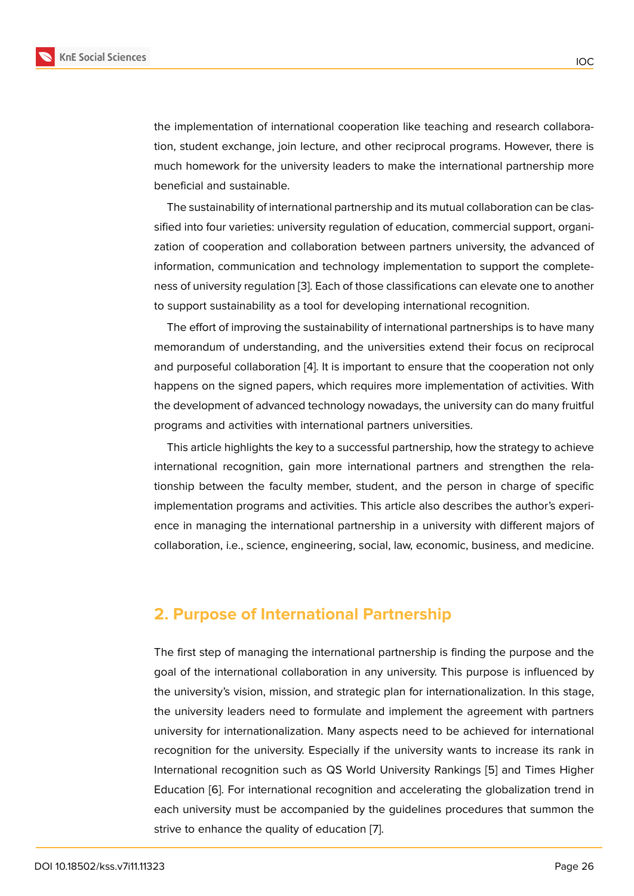the implementation of international cooperation like teaching and research collaboration, student exchange, join lecture, and other reciprocal programs. However, there is much homework for the university leaders to make the international partnership more beneficial and sustainable.

The sustainability of international partnership and its mutual collaboration can be classified into four varieties: university regulation of education, commercial support, organization of cooperation and collaboration between partners university, the advanced of information, communication and technology implementation to support the completeness of university regulation [3]. Each of those classifications can elevate one to another to support sustainability as a tool for developing international recognition.

The effort of improving the sustainability of international partnerships is to have many memorandum of understanding, and the universities extend their focus on reciprocal and purposeful collaboration [4]. It is important to ensure that the cooperation not only happens on the signed papers, which requires more implementation of activities. With the development of advanced technology nowadays, the university can do many fruitful programs and activities with international partners universities.

This article highlights the key to a successful partnership, how the strategy to achieve international recognition, gain more international partners and strengthen the relationship between the faculty member, student, and the person in charge of specific implementation programs and activities. This article also describes the author's experience in managing the international partnership in a university with different majors of collaboration, i.e., science, engineering, social, law, economic, business, and medicine.

## 2. Purpose of International Partnership

The first step of managing the international partnership is finding the purpose and the goal of the international collaboration in any university. This purpose is influenced by the university's vision, mission, and strategic plan for internationalization. In this stage, the university leaders need to formulate and implement the agreement with partners university for internationalization. Many aspects need to be achieved for international recognition for the university. Especially if the university wants to increase its rank in International recognition such as QS World University Rankings [5] and Times Higher Education [6]. For international recognition and accelerating the globalization trend in each university must be accompanied by the guidelines procedures that summon the strive to enhance the quality of education [7].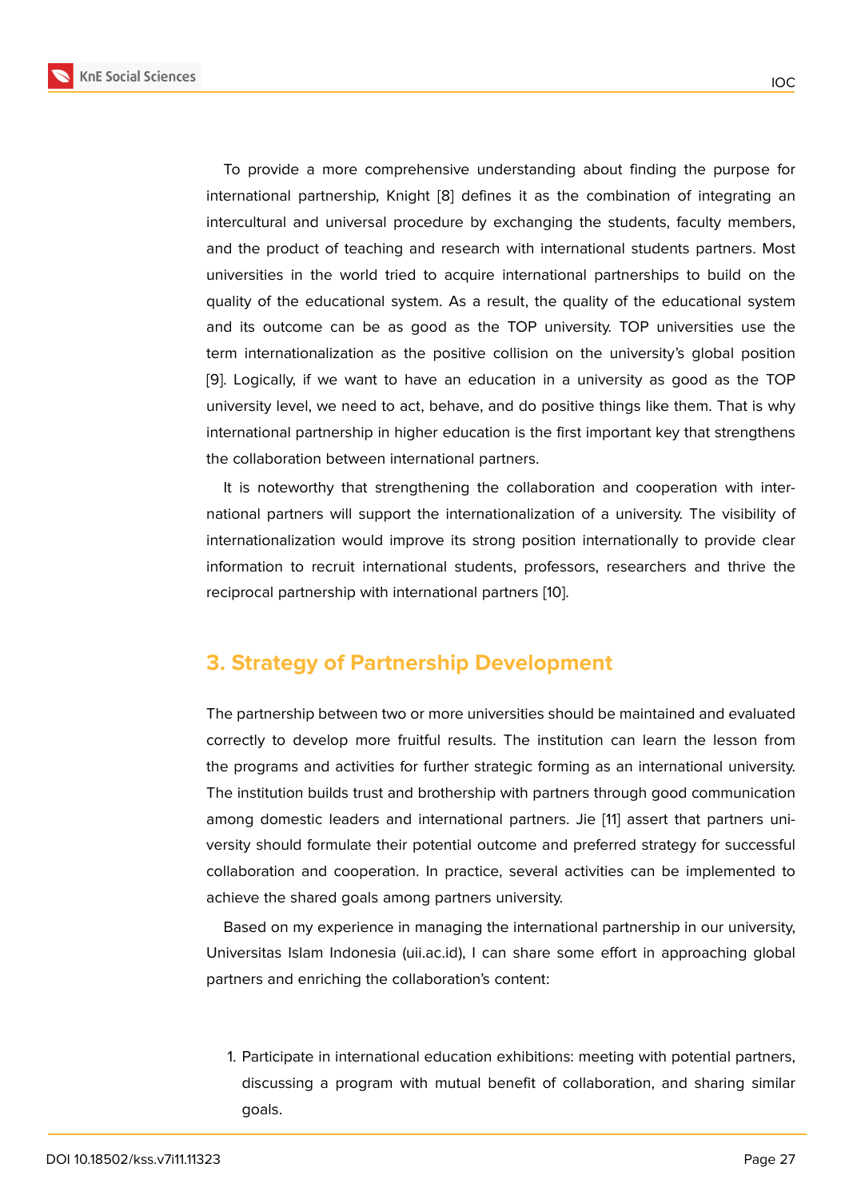To provide a more comprehensive understanding about finding the purpose for international partnership, Knight [8] defines it as the combination of integrating an intercultural and universal procedure by exchanging the students, faculty members, and the product of teaching and research with international students partners. Most universities in the world tried to acquire international partnerships to build on the quality of the educational system. As a result, the quality of the educational system and its outcome can be as good as the TOP university. TOP universities use the term internationalization as the positive collision on the university's global position [9]. Logically, if we want to have an education in a university as good as the TOP university level, we need to act, behave, and do positive things like them. That is why international partnership in higher education is the first important key that strengthens the collaboration between international partners.

It is noteworthy that strengthening the collaboration and cooperation with international partners will support the internationalization of a university. The visibility of internationalization would improve its strong position internationally to provide clear information to recruit international students, professors, researchers and thrive the reciprocal partnership with international partners [10].

## 3. Strategy of Partnership Development

The partnership between two or more universities should be maintained and evaluated correctly to develop more fruitful results. The institution can learn the lesson from the programs and activities for further strategic forming as an international university. The institution builds trust and brothership with partners through good communication among domestic leaders and international partners. Jie [11] assert that partners university should formulate their potential outcome and preferred strategy for successful collaboration and cooperation. In practice, several activities can be implemented to achieve the shared goals among partners university.

Based on my experience in managing the international partnership in our university, Universitas Islam Indonesia (uii.ac.id), I can share some effort in approaching global partners and enriching the collaboration's content:

1. Participate in international education exhibitions: meeting with potential partners, discussing a program with mutual benefit of collaboration, and sharing similar goals.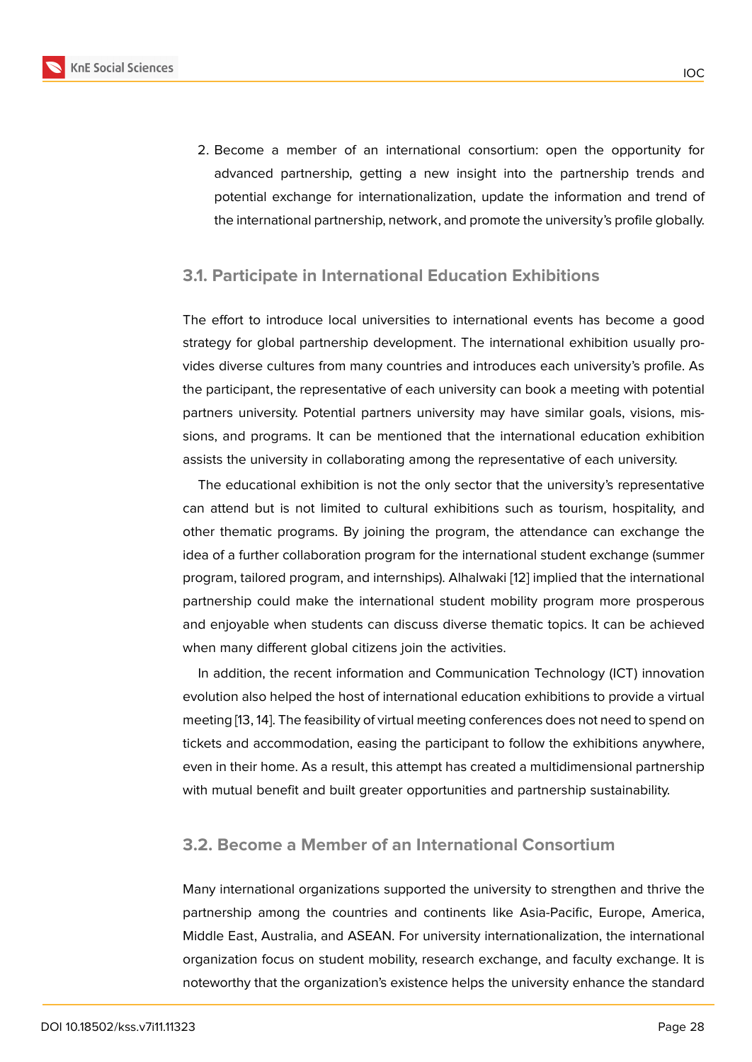2. Become a member of an international consortium: open the opportunity for advanced partnership, getting a new insight into the partnership trends and potential exchange for internationalization, update the information and trend of the international partnership, network, and promote the university's profile globally.

### 3.1. Participate in International Education Exhibitions

The effort to introduce local universities to international events has become a good strategy for global partnership development. The international exhibition usually provides diverse cultures from many countries and introduces each university's profile. As the participant, the representative of each university can book a meeting with potential partners university. Potential partners university may have similar goals, visions, missions, and programs. It can be mentioned that the international education exhibition assists the university in collaborating among the representative of each university.

The educational exhibition is not the only sector that the university's representative can attend but is not limited to cultural exhibitions such as tourism, hospitality, and other thematic programs. By joining the program, the attendance can exchange the idea of a further collaboration program for the international student exchange (summer program, tailored program, and internships). Alhalwaki [12] implied that the international partnership could make the international student mobility program more prosperous and enjoyable when students can discuss diverse thematic topics. It can be achieved when many different global citizens join the activities.

In addition, the recent information and Communication Technology (ICT) innovation evolution also helped the host of international education exhibitions to provide a virtual meeting [13, 14]. The feasibility of virtual meeting conferences does not need to spend on tickets and accommodation, easing the participant to follow the exhibitions anywhere, even in their home. As a result, this attempt has created a multidimensional partnership with mutual benefit and built greater opportunities and partnership sustainability.

### 3.2. Become a Member of an International Consortium

Many international organizations supported the university to strengthen and thrive the partnership among the countries and continents like Asia-Pacific, Europe, America, Middle East, Australia, and ASEAN. For university internationalization, the international organization focus on student mobility, research exchange, and faculty exchange. It is noteworthy that the organization's existence helps the university enhance the standard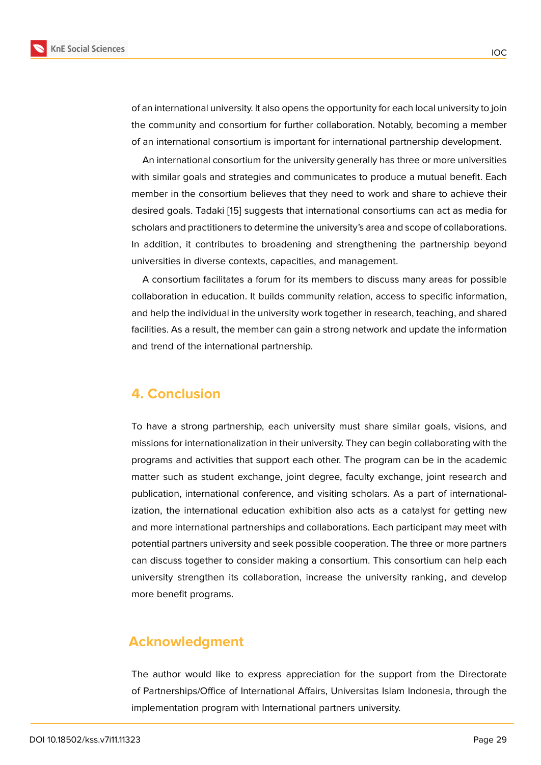of an international university. It also opens the opportunity for each local university to join the community and consortium for further collaboration. Notably, becoming a member of an international consortium is important for international partnership development.

An international consortium for the university generally has three or more universities with similar goals and strategies and communicates to produce a mutual benefit. Each member in the consortium believes that they need to work and share to achieve their desired goals. Tadaki [15] suggests that international consortiums can act as media for scholars and practitioners to determine the university's area and scope of collaborations. In addition, it contributes to broadening and strengthening the partnership beyond universities in diverse contexts, capacities, and management.

A consortium facilitates a forum for its members to discuss many areas for possible collaboration in education. It builds community relation, access to specific information, and help the individual in the university work together in research, teaching, and shared facilities. As a result, the member can gain a strong network and update the information and trend of the international partnership.

## 4. Conclusion

To have a strong partnership, each university must share similar goals, visions, and missions for internationalization in their university. They can begin collaborating with the programs and activities that support each other. The program can be in the academic matter such as student exchange, joint degree, faculty exchange, joint research and publication, international conference, and visiting scholars. As a part of internationalization, the international education exhibition also acts as a catalyst for getting new and more international partnerships and collaborations. Each participant may meet with potential partners university and seek possible cooperation. The three or more partners can discuss together to consider making a consortium. This consortium can help each university strengthen its collaboration, increase the university ranking, and develop more benefit programs.

## Acknowledgment

The author would like to express appreciation for the support from the Directorate of Partnerships/Office of International Affairs, Universitas Islam Indonesia, through the implementation program with International partners university.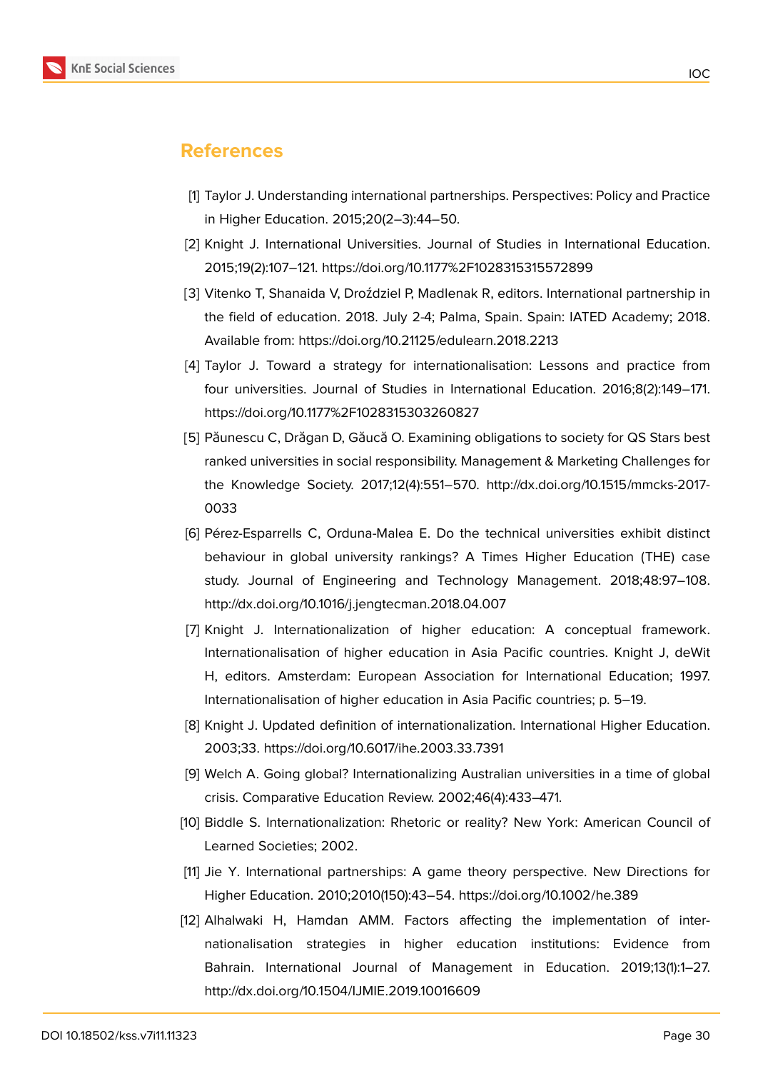## References

[1] Taylor J. Understanding international partnerships. Perspectives: Policy and Practice in Higher Education. 2015;20(2–3):44–50.

[2] Knight J. International Universities. Journal of Studies in International Education. 2015;19(2):107–121. https://doi.org/10.1177%2F1028315315572899

[3] Vitenko T, Shanaida V, Droździel P, Madlenak R, editors. International partnership in the field of education. 2018. July 2-4; Palma, Spain. Spain: IATED Academy; 2018. Available from: https://doi.org/10.21125/edulearn.2018.2213

[4] Taylor J. Toward a strategy for internationalisation: Lessons and practice from four universities. Journal of Studies in International Education. 2016;8(2):149–171. https://doi.org/10.1177%2F1028315303260827

[5] Păunescu C, Drăgan D, Găucă O. Examining obligations to society for QS Stars best ranked universities in social responsibility. Management & Marketing Challenges for the Knowledge Society. 2017;12(4):551–570. http://dx.doi.org/10.1515/mmcks-2017-0033

[6] Pérez-Esparrells C, Orduna-Malea E. Do the technical universities exhibit distinct behaviour in global university rankings? A Times Higher Education (THE) case study. Journal of Engineering and Technology Management. 2018;48:97–108. http://dx.doi.org/10.1016/j.jengtecman.2018.04.007

[7] Knight J. Internationalization of higher education: A conceptual framework. Internationalisation of higher education in Asia Pacific countries. Knight J, deWit H, editors. Amsterdam: European Association for International Education; 1997. Internationalisation of higher education in Asia Pacific countries; p. 5–19.

[8] Knight J. Updated definition of internationalization. International Higher Education. 2003;33. https://doi.org/10.6017/ihe.2003.33.7391

[9] Welch A. Going global? Internationalizing Australian universities in a time of global crisis. Comparative Education Review. 2002;46(4):433–471.

[10] Biddle S. Internationalization: Rhetoric or reality? New York: American Council of Learned Societies; 2002.

[11] Jie Y. International partnerships: A game theory perspective. New Directions for Higher Education. 2010;2010(150):43–54. https://doi.org/10.1002/he.389

[12] Alhalwaki H, Hamdan AMM. Factors affecting the implementation of internationalisation strategies in higher education institutions: Evidence from Bahrain. International Journal of Management in Education. 2019;13(1):1–27. http://dx.doi.org/10.1504/IJMIE.2019.10016609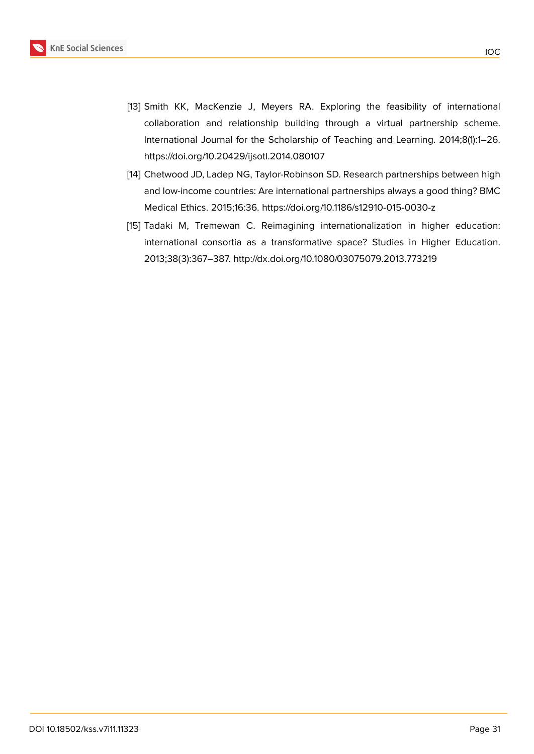[13] Smith KK, MacKenzie J, Meyers RA. Exploring the feasibility of international collaboration and relationship building through a virtual partnership scheme. International Journal for the Scholarship of Teaching and Learning. 2014;8(1):1–26. https://doi.org/10.20429/ijsotl.2014.080107

[14] Chetwood JD, Ladep NG, Taylor-Robinson SD. Research partnerships between high and low-income countries: Are international partnerships always a good thing? BMC Medical Ethics. 2015;16:36. https://doi.org/10.1186/s12910-015-0030-z

[15] Tadaki M, Tremewan C. Reimagining internationalization in higher education: international consortia as a transformative space? Studies in Higher Education. 2013;38(3):367–387. http://dx.doi.org/10.1080/03075079.2013.773219